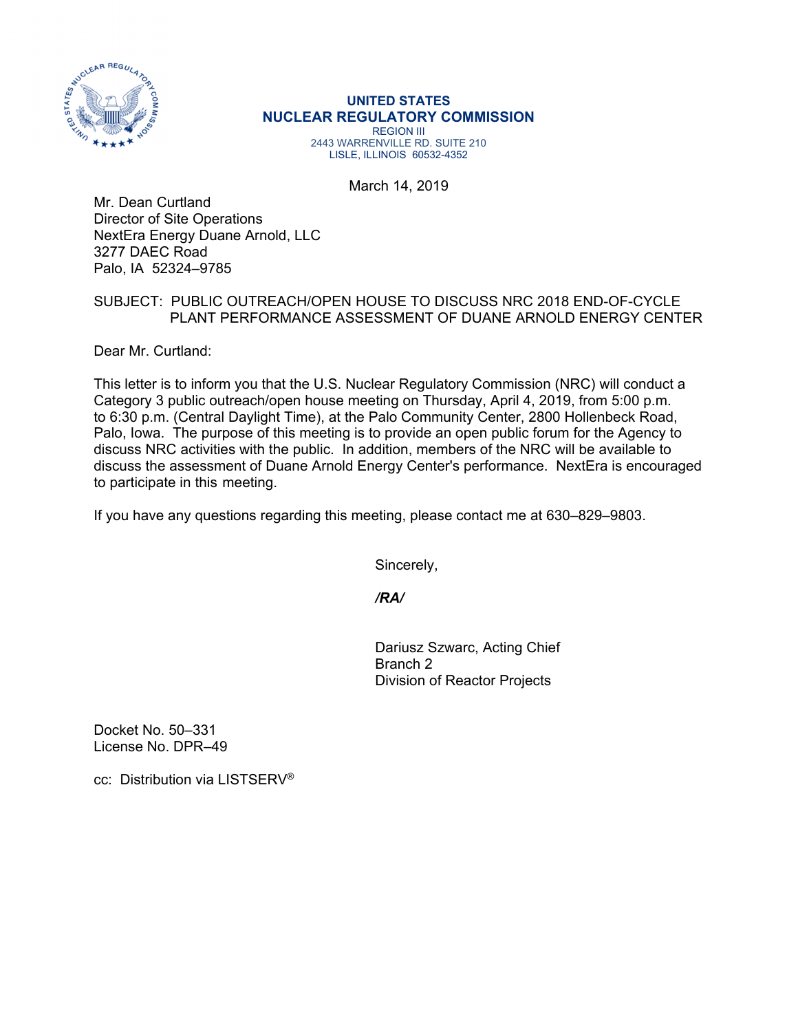**UNITED STATES**
**NUCLEAR REGULATORY COMMISSION**
REGION III
2443 WARRENVILLE RD. SUITE 210
LISLE, ILLINOIS 60532-4352

March 14, 2019

Mr. Dean Curtland
Director of Site Operations
NextEra Energy Duane Arnold, LLC
3277 DAEC Road
Palo, IA 52324–9785

SUBJECT: PUBLIC OUTREACH/OPEN HOUSE TO DISCUSS NRC 2018 END-OF-CYCLE PLANT PERFORMANCE ASSESSMENT OF DUANE ARNOLD ENERGY CENTER

Dear Mr. Curtland:

This letter is to inform you that the U.S. Nuclear Regulatory Commission (NRC) will conduct a Category 3 public outreach/open house meeting on Thursday, April 4, 2019, from 5:00 p.m. to 6:30 p.m. (Central Daylight Time), at the Palo Community Center, 2800 Hollenbeck Road, Palo, Iowa. The purpose of this meeting is to provide an open public forum for the Agency to discuss NRC activities with the public. In addition, members of the NRC will be available to discuss the assessment of Duane Arnold Energy Center's performance. NextEra is encouraged to participate in this meeting.

If you have any questions regarding this meeting, please contact me at 630–829–9803.

Sincerely,

***/RA/***

Dariusz Szwarc, Acting Chief
Branch 2
Division of Reactor Projects

Docket No. 50–331
License No. DPR–49

cc: Distribution via LISTSERV®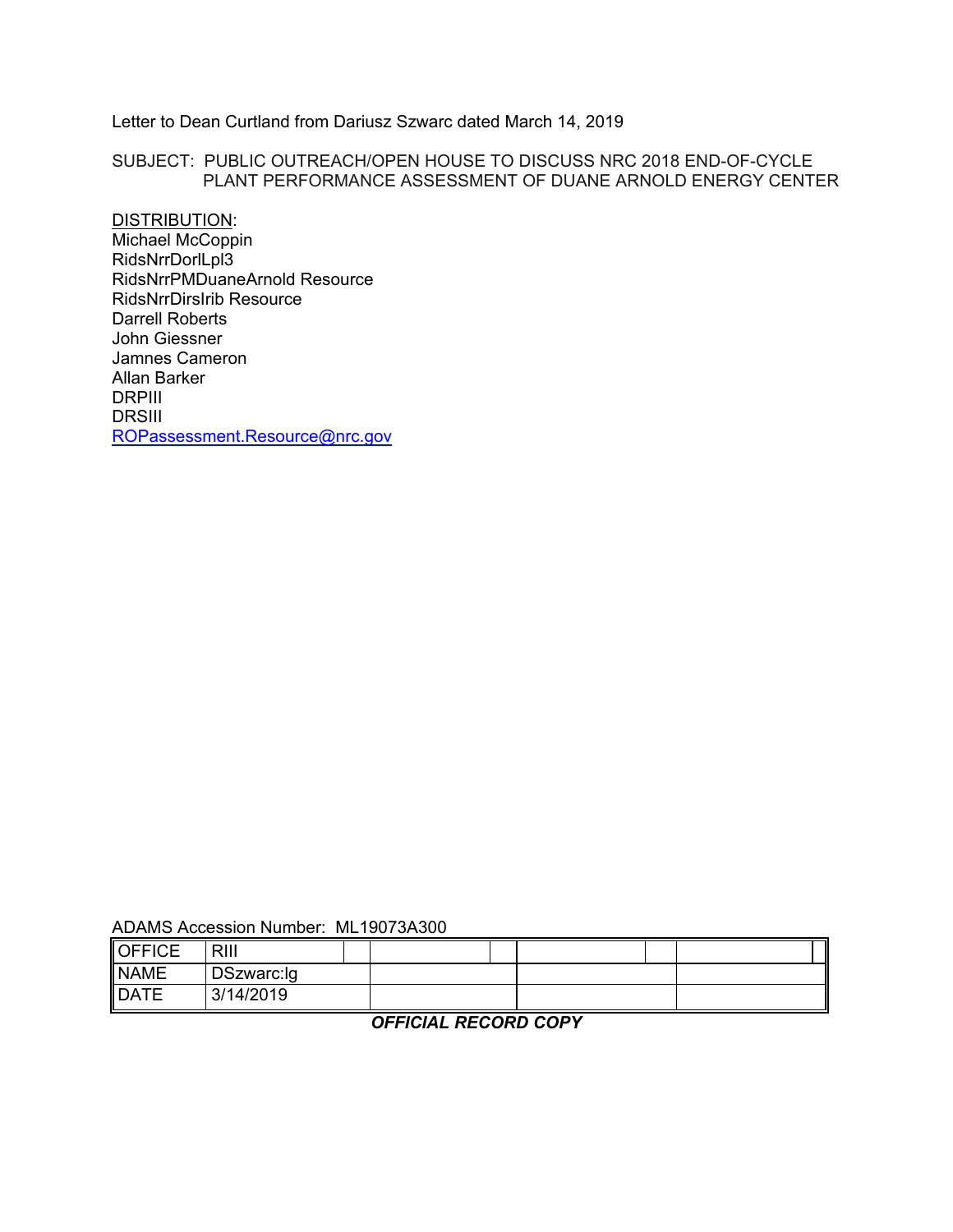Letter to Dean Curtland from Dariusz Szwarc dated March 14, 2019

SUBJECT: PUBLIC OUTREACH/OPEN HOUSE TO DISCUSS NRC 2018 END-OF-CYCLE PLANT PERFORMANCE ASSESSMENT OF DUANE ARNOLD ENERGY CENTER

DISTRIBUTION:
Michael McCoppin
RidsNrrDorlLpl3
RidsNrrPMDuaneArnold Resource
RidsNrrDirsIrib Resource
Darrell Roberts
John Giessner
Jamnes Cameron
Allan Barker
DRPIII
DRSIII
ROPassessment.Resource@nrc.gov

ADAMS Accession Number: ML19073A300

| | | | | |
|---|---|---|---|---|
| OFFICE | RIII | | | |
| NAME | DSzwarc:lg | | | |
| DATE | 3/14/2019 | | | |

***OFFICIAL RECORD COPY***